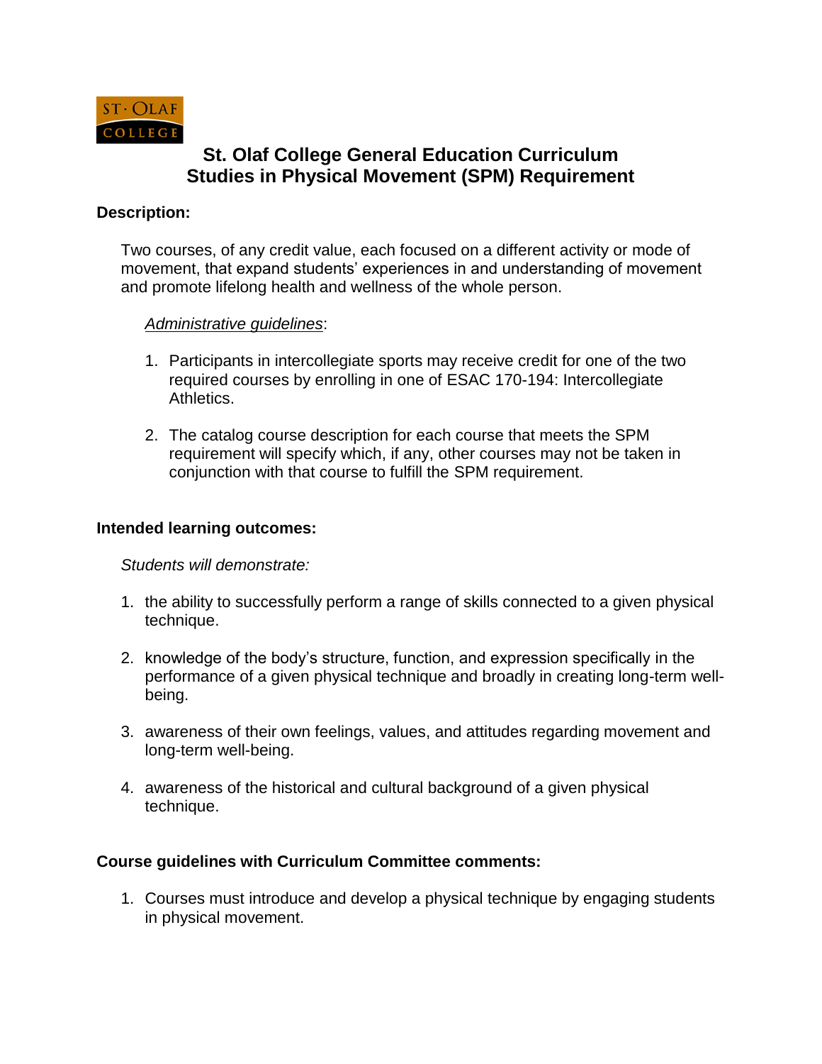# St. Olaf College General Education Curriculum
# Studies in Physical Movement (SPM) Requirement

**Description:**

Two courses, of any credit value, each focused on a different activity or mode of movement, that expand students' experiences in and understanding of movement and promote lifelong health and wellness of the whole person.

*Administrative guidelines*:

1. Participants in intercollegiate sports may receive credit for one of the two required courses by enrolling in one of ESAC 170-194: Intercollegiate Athletics.

2. The catalog course description for each course that meets the SPM requirement will specify which, if any, other courses may not be taken in conjunction with that course to fulfill the SPM requirement.

**Intended learning outcomes:**

*Students will demonstrate:*

1. the ability to successfully perform a range of skills connected to a given physical technique.

2. knowledge of the body's structure, function, and expression specifically in the performance of a given physical technique and broadly in creating long-term well-being.

3. awareness of their own feelings, values, and attitudes regarding movement and long-term well-being.

4. awareness of the historical and cultural background of a given physical technique.

**Course guidelines with Curriculum Committee comments:**

1. Courses must introduce and develop a physical technique by engaging students in physical movement.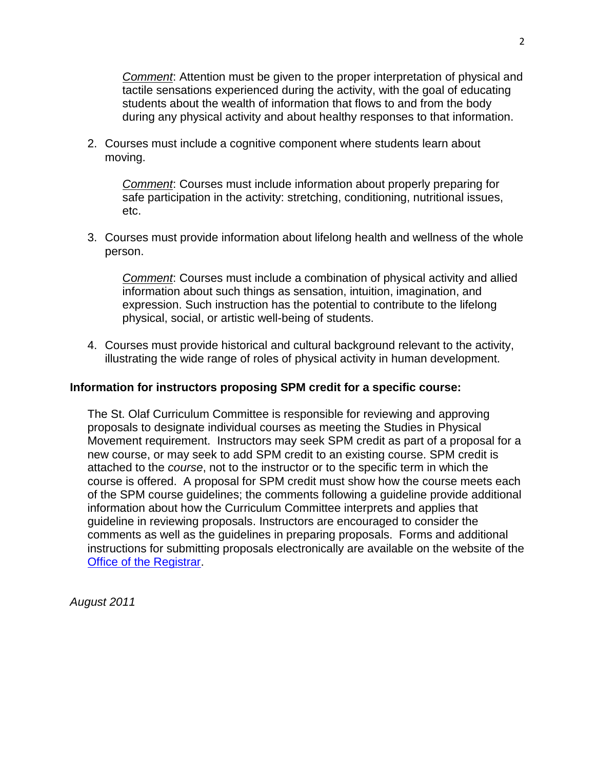*Comment*: Attention must be given to the proper interpretation of physical and tactile sensations experienced during the activity, with the goal of educating students about the wealth of information that flows to and from the body during any physical activity and about healthy responses to that information.

2. Courses must include a cognitive component where students learn about moving.

   *Comment*: Courses must include information about properly preparing for safe participation in the activity: stretching, conditioning, nutritional issues, etc.

3. Courses must provide information about lifelong health and wellness of the whole person.

   *Comment*: Courses must include a combination of physical activity and allied information about such things as sensation, intuition, imagination, and expression. Such instruction has the potential to contribute to the lifelong physical, social, or artistic well-being of students.

4. Courses must provide historical and cultural background relevant to the activity, illustrating the wide range of roles of physical activity in human development.

**Information for instructors proposing SPM credit for a specific course:**

The St. Olaf Curriculum Committee is responsible for reviewing and approving proposals to designate individual courses as meeting the Studies in Physical Movement requirement. Instructors may seek SPM credit as part of a proposal for a new course, or may seek to add SPM credit to an existing course. SPM credit is attached to the *course*, not to the instructor or to the specific term in which the course is offered. A proposal for SPM credit must show how the course meets each of the SPM course guidelines; the comments following a guideline provide additional information about how the Curriculum Committee interprets and applies that guideline in reviewing proposals. Instructors are encouraged to consider the comments as well as the guidelines in preparing proposals. Forms and additional instructions for submitting proposals electronically are available on the website of the Office of the Registrar.

*August 2011*